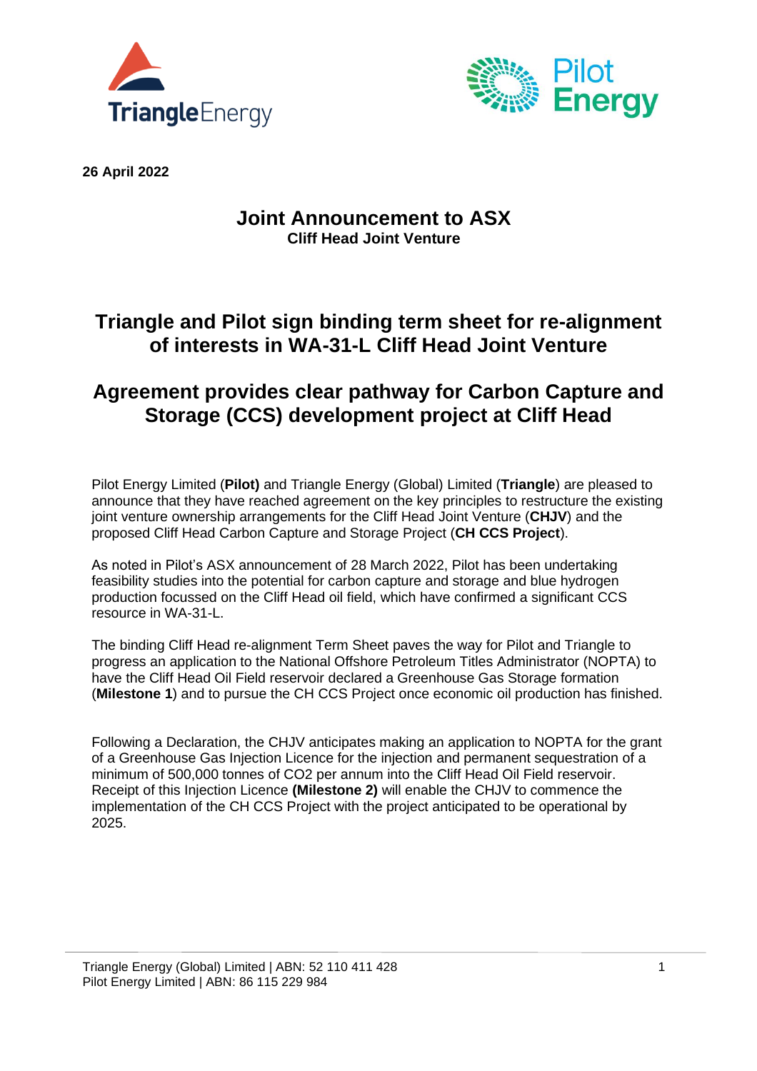**26 April 2022**

# Joint Announcement to ASX

**Cliff Head Joint Venture**

## Triangle and Pilot sign binding term sheet for re-alignment of interests in WA-31-L Cliff Head Joint Venture

## Agreement provides clear pathway for Carbon Capture and Storage (CCS) development project at Cliff Head

Pilot Energy Limited (**Pilot)** and Triangle Energy (Global) Limited (**Triangle**) are pleased to announce that they have reached agreement on the key principles to restructure the existing joint venture ownership arrangements for the Cliff Head Joint Venture (**CHJV**) and the proposed Cliff Head Carbon Capture and Storage Project (**CH CCS Project**).

As noted in Pilot's ASX announcement of 28 March 2022, Pilot has been undertaking feasibility studies into the potential for carbon capture and storage and blue hydrogen production focussed on the Cliff Head oil field, which have confirmed a significant CCS resource in WA-31-L.

The binding Cliff Head re-alignment Term Sheet paves the way for Pilot and Triangle to progress an application to the National Offshore Petroleum Titles Administrator (NOPTA) to have the Cliff Head Oil Field reservoir declared a Greenhouse Gas Storage formation (**Milestone 1**) and to pursue the CH CCS Project once economic oil production has finished.

Following a Declaration, the CHJV anticipates making an application to NOPTA for the grant of a Greenhouse Gas Injection Licence for the injection and permanent sequestration of a minimum of 500,000 tonnes of $CO_2$ per annum into the Cliff Head Oil Field reservoir. Receipt of this Injection Licence **(Milestone 2)** will enable the CHJV to commence the implementation of the CH CCS Project with the project anticipated to be operational by 2025.

Triangle Energy (Global) Limited | ABN: 52 110 411 428
Pilot Energy Limited | ABN: 86 115 229 984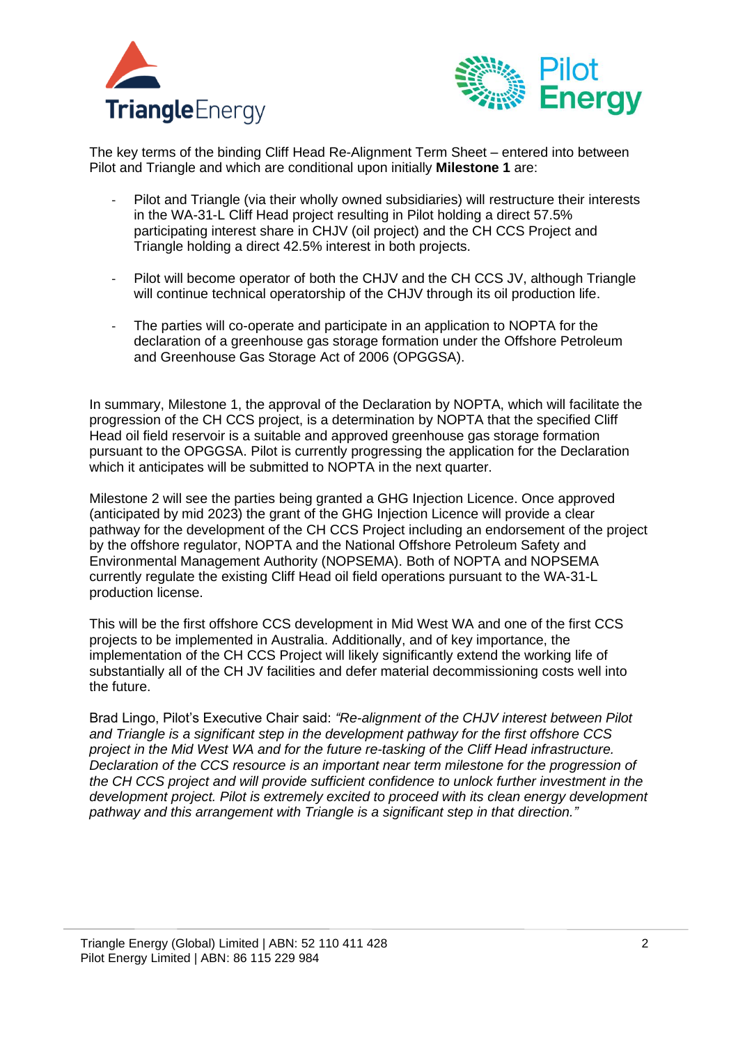The key terms of the binding Cliff Head Re-Alignment Term Sheet – entered into between Pilot and Triangle and which are conditional upon initially **Milestone 1** are:

- Pilot and Triangle (via their wholly owned subsidiaries) will restructure their interests in the WA-31-L Cliff Head project resulting in Pilot holding a direct 57.5% participating interest share in CHJV (oil project) and the CH CCS Project and Triangle holding a direct 42.5% interest in both projects.

- Pilot will become operator of both the CHJV and the CH CCS JV, although Triangle will continue technical operatorship of the CHJV through its oil production life.

- The parties will co-operate and participate in an application to NOPTA for the declaration of a greenhouse gas storage formation under the Offshore Petroleum and Greenhouse Gas Storage Act of 2006 (OPGGSA).

In summary, Milestone 1, the approval of the Declaration by NOPTA, which will facilitate the progression of the CH CCS project, is a determination by NOPTA that the specified Cliff Head oil field reservoir is a suitable and approved greenhouse gas storage formation pursuant to the OPGGSA. Pilot is currently progressing the application for the Declaration which it anticipates will be submitted to NOPTA in the next quarter.

Milestone 2 will see the parties being granted a GHG Injection Licence. Once approved (anticipated by mid 2023) the grant of the GHG Injection Licence will provide a clear pathway for the development of the CH CCS Project including an endorsement of the project by the offshore regulator, NOPTA and the National Offshore Petroleum Safety and Environmental Management Authority (NOPSEMA). Both of NOPTA and NOPSEMA currently regulate the existing Cliff Head oil field operations pursuant to the WA-31-L production license.

This will be the first offshore CCS development in Mid West WA and one of the first CCS projects to be implemented in Australia. Additionally, and of key importance, the implementation of the CH CCS Project will likely significantly extend the working life of substantially all of the CH JV facilities and defer material decommissioning costs well into the future.

Brad Lingo, Pilot's Executive Chair said: *"Re-alignment of the CHJV interest between Pilot and Triangle is a significant step in the development pathway for the first offshore CCS project in the Mid West WA and for the future re-tasking of the Cliff Head infrastructure. Declaration of the CCS resource is an important near term milestone for the progression of the CH CCS project and will provide sufficient confidence to unlock further investment in the development project. Pilot is extremely excited to proceed with its clean energy development pathway and this arrangement with Triangle is a significant step in that direction."*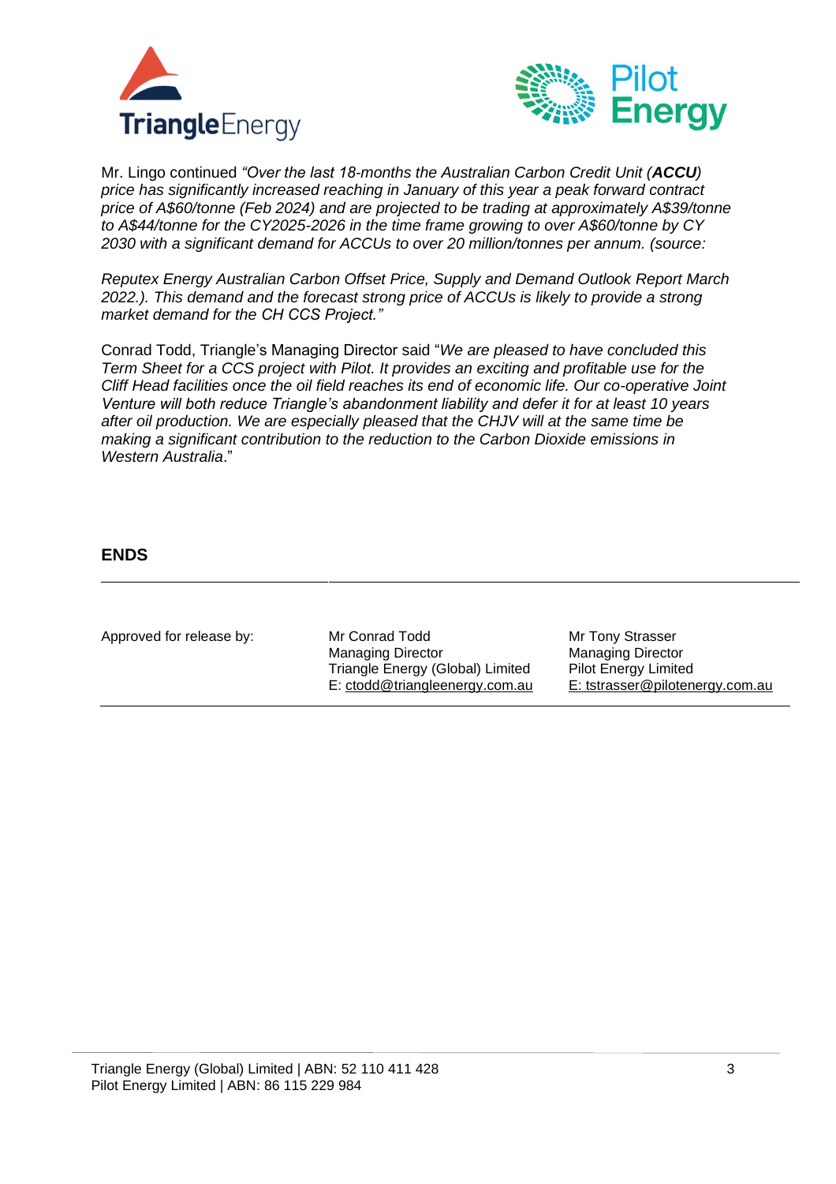Mr. Lingo continued *"Over the last 18-months the Australian Carbon Credit Unit (**ACCU**) price has significantly increased reaching in January of this year a peak forward contract price of A$60/tonne (Feb 2024) and are projected to be trading at approximately A$39/tonne to A$44/tonne for the CY2025-2026 in the time frame growing to over A$60/tonne by CY 2030 with a significant demand for ACCUs to over 20 million/tonnes per annum. (source:*

*Reputex Energy Australian Carbon Offset Price, Supply and Demand Outlook Report March 2022.). This demand and the forecast strong price of ACCUs is likely to provide a strong market demand for the CH CCS Project."*

Conrad Todd, Triangle's Managing Director said "*We are pleased to have concluded this Term Sheet for a CCS project with Pilot. It provides an exciting and profitable use for the Cliff Head facilities once the oil field reaches its end of economic life. Our co-operative Joint Venture will both reduce Triangle's abandonment liability and defer it for at least 10 years after oil production. We are especially pleased that the CHJV will at the same time be making a significant contribution to the reduction to the Carbon Dioxide emissions in Western Australia*."

**ENDS**

| Approved for release by: | Mr Conrad Todd<br>Managing Director<br>Triangle Energy (Global) Limited<br>E: ctodd@triangleenergy.com.au | Mr Tony Strasser<br>Managing Director<br>Pilot Energy Limited<br>E: tstrasser@pilotenergy.com.au |
|---|---|---|

Triangle Energy (Global) Limited | ABN: 52 110 411 428
Pilot Energy Limited | ABN: 86 115 229 984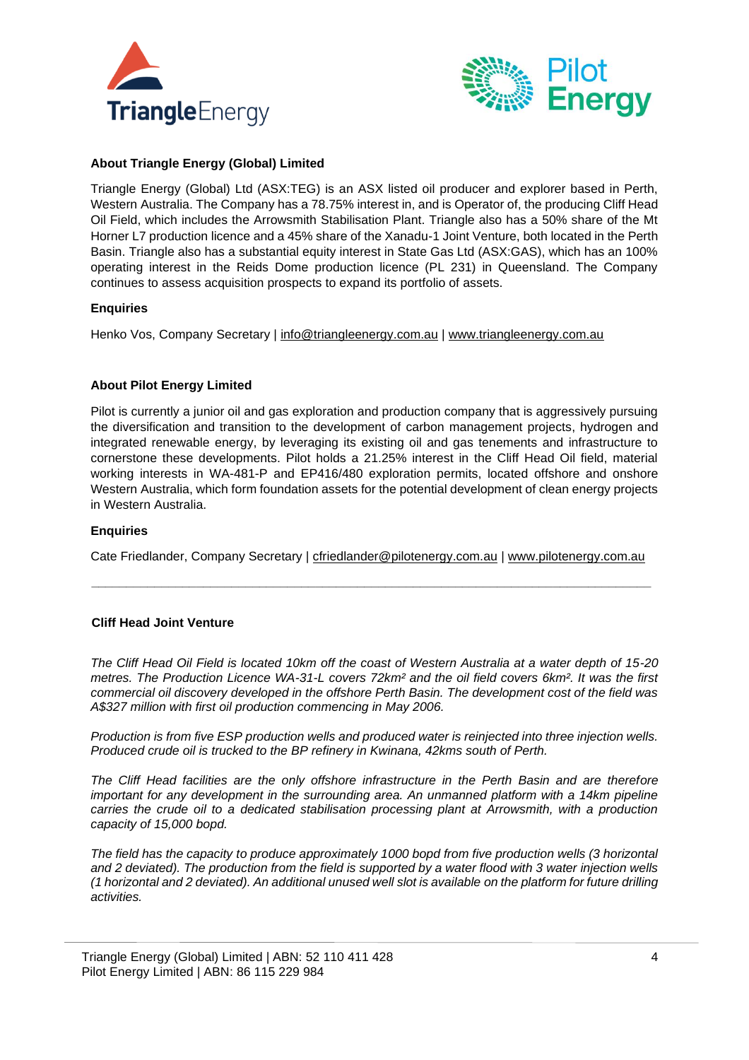## About Triangle Energy (Global) Limited

Triangle Energy (Global) Ltd (ASX:TEG) is an ASX listed oil producer and explorer based in Perth, Western Australia. The Company has a 78.75% interest in, and is Operator of, the producing Cliff Head Oil Field, which includes the Arrowsmith Stabilisation Plant. Triangle also has a 50% share of the Mt Horner L7 production licence and a 45% share of the Xanadu-1 Joint Venture, both located in the Perth Basin. Triangle also has a substantial equity interest in State Gas Ltd (ASX:GAS), which has an 100% operating interest in the Reids Dome production licence (PL 231) in Queensland. The Company continues to assess acquisition prospects to expand its portfolio of assets.

### Enquiries

Henko Vos, Company Secretary | info@triangleenergy.com.au | www.triangleenergy.com.au

## About Pilot Energy Limited

Pilot is currently a junior oil and gas exploration and production company that is aggressively pursuing the diversification and transition to the development of carbon management projects, hydrogen and integrated renewable energy, by leveraging its existing oil and gas tenements and infrastructure to cornerstone these developments. Pilot holds a 21.25% interest in the Cliff Head Oil field, material working interests in WA-481-P and EP416/480 exploration permits, located offshore and onshore Western Australia, which form foundation assets for the potential development of clean energy projects in Western Australia.

### Enquiries

Cate Friedlander, Company Secretary | cfriedlander@pilotenergy.com.au | www.pilotenergy.com.au

---

## Cliff Head Joint Venture

*The Cliff Head Oil Field is located 10km off the coast of Western Australia at a water depth of 15-20 metres. The Production Licence WA-31-L covers 72km² and the oil field covers 6km². It was the first commercial oil discovery developed in the offshore Perth Basin. The development cost of the field was A$327 million with first oil production commencing in May 2006.*

*Production is from five ESP production wells and produced water is reinjected into three injection wells. Produced crude oil is trucked to the BP refinery in Kwinana, 42kms south of Perth.*

*The Cliff Head facilities are the only offshore infrastructure in the Perth Basin and are therefore important for any development in the surrounding area. An unmanned platform with a 14km pipeline carries the crude oil to a dedicated stabilisation processing plant at Arrowsmith, with a production capacity of 15,000 bopd.*

*The field has the capacity to produce approximately 1000 bopd from five production wells (3 horizontal and 2 deviated). The production from the field is supported by a water flood with 3 water injection wells (1 horizontal and 2 deviated). An additional unused well slot is available on the platform for future drilling activities.*

Triangle Energy (Global) Limited | ABN: 52 110 411 428
Pilot Energy Limited | ABN: 86 115 229 984